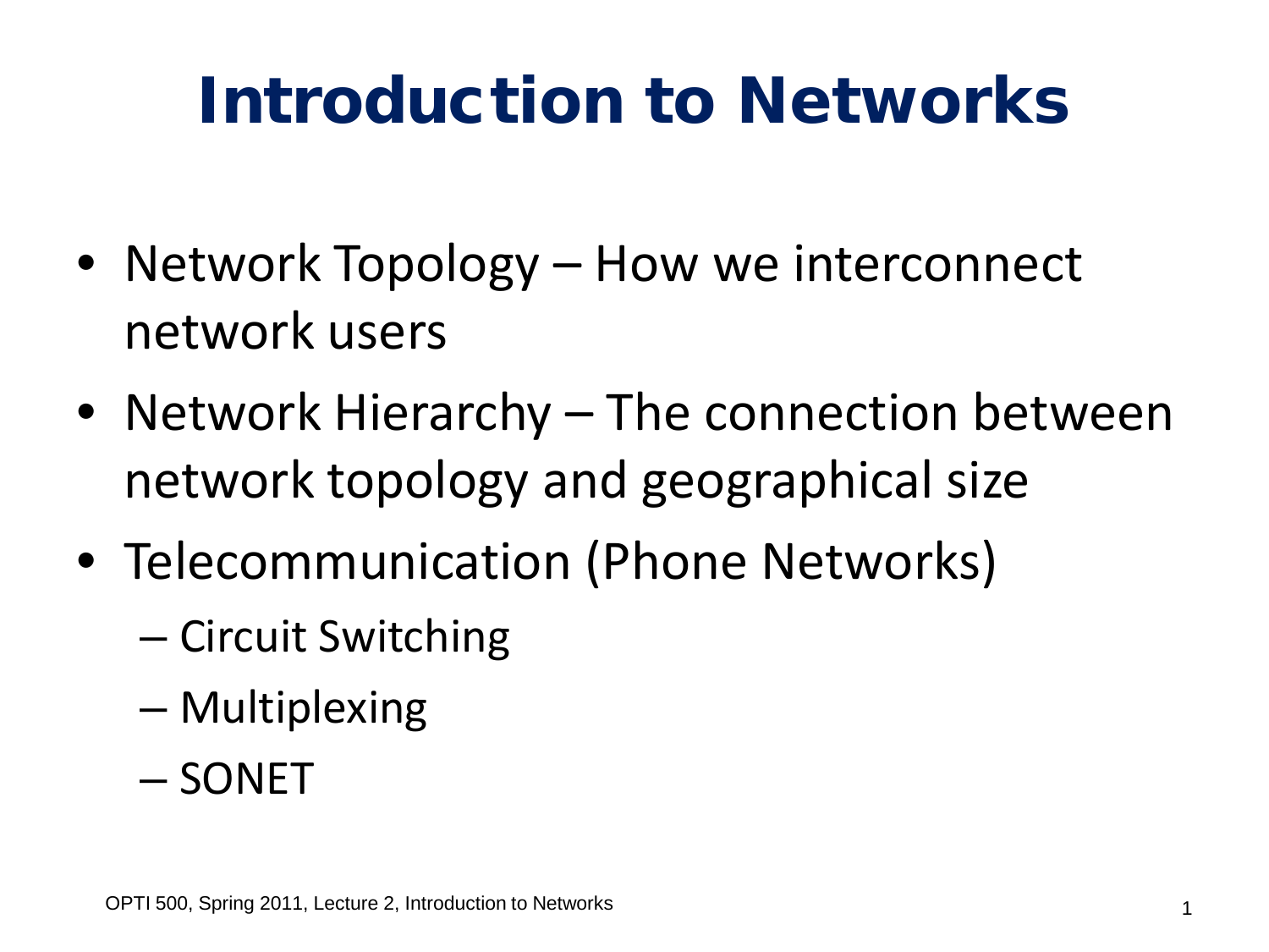# Introduction to Networks

- Network Topology – How we interconnect network users
- Network Hierarchy – The connection between network topology and geographical size
- Telecommunication (Phone Networks)
  - Circuit Switching
  - Multiplexing
  - SONET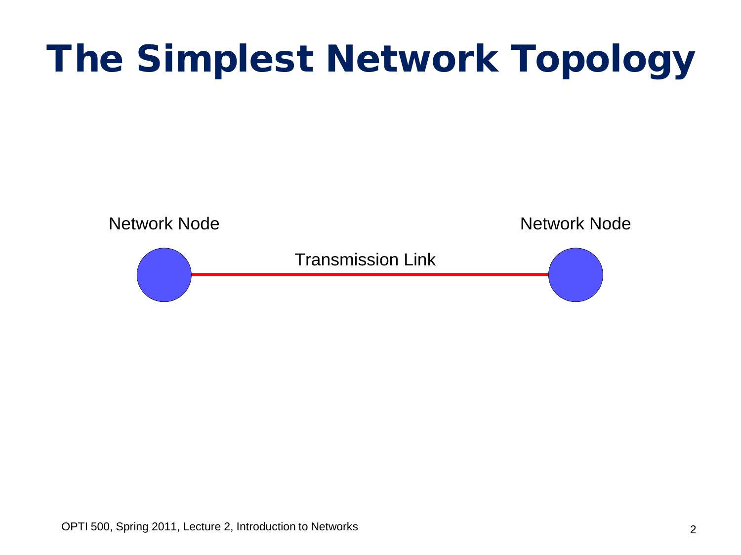# The Simplest Network Topology

Network Node

Transmission Link

Network Node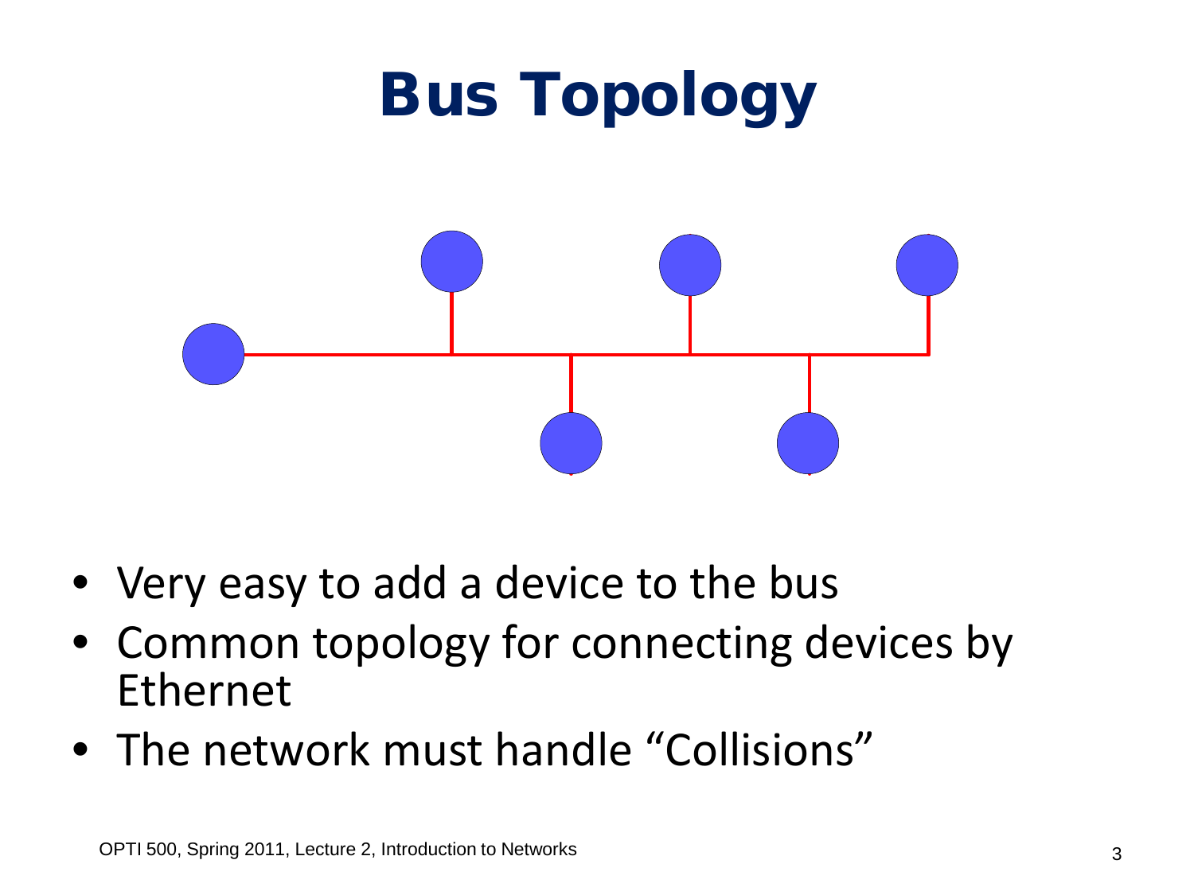# Bus Topology

- Very easy to add a device to the bus
- Common topology for connecting devices by Ethernet
- The network must handle "Collisions"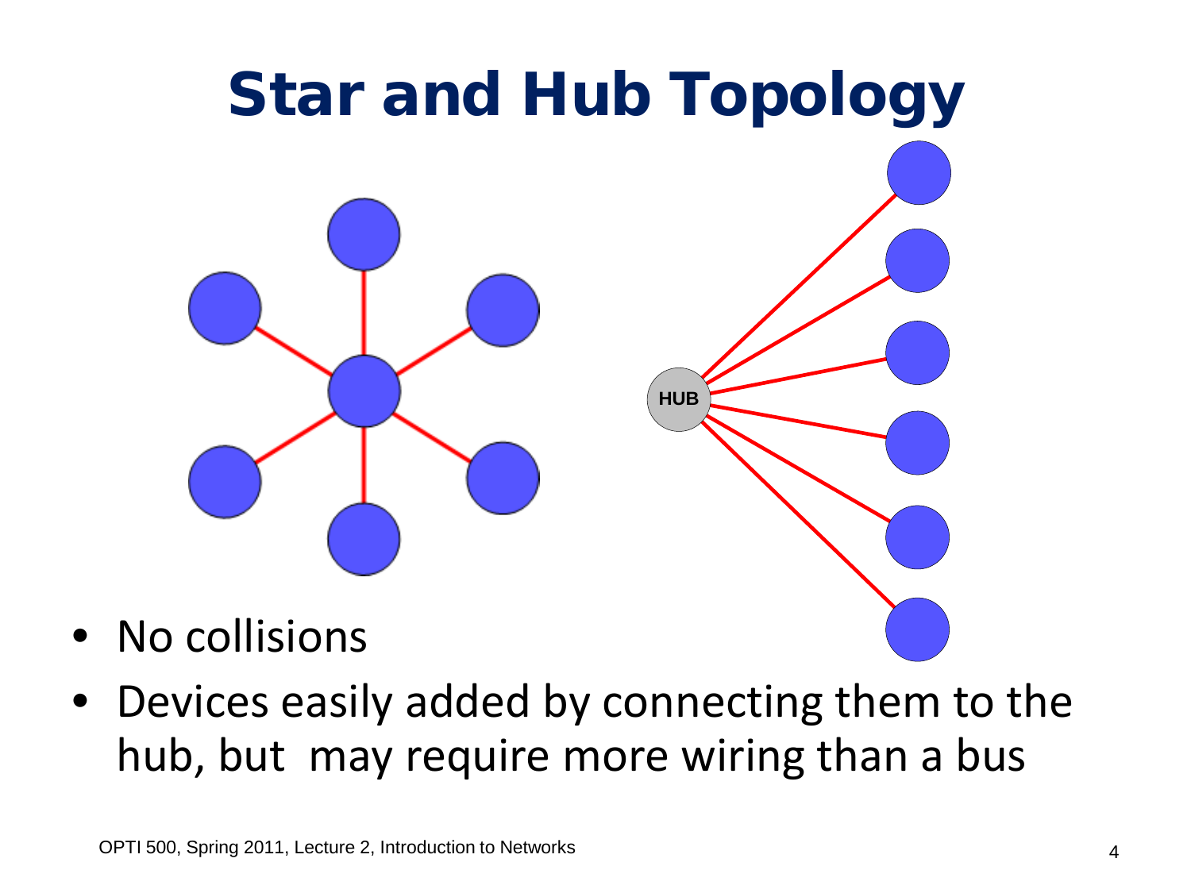# Star and Hub Topology

- No collisions
- Devices easily added by connecting them to the hub, but may require more wiring than a bus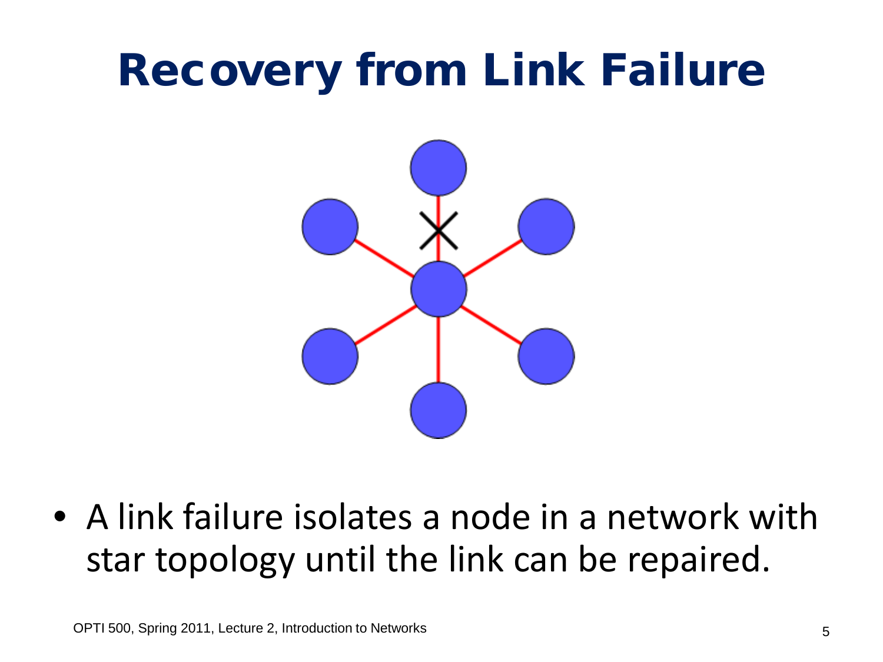# Recovery from Link Failure

- A link failure isolates a node in a network with star topology until the link can be repaired.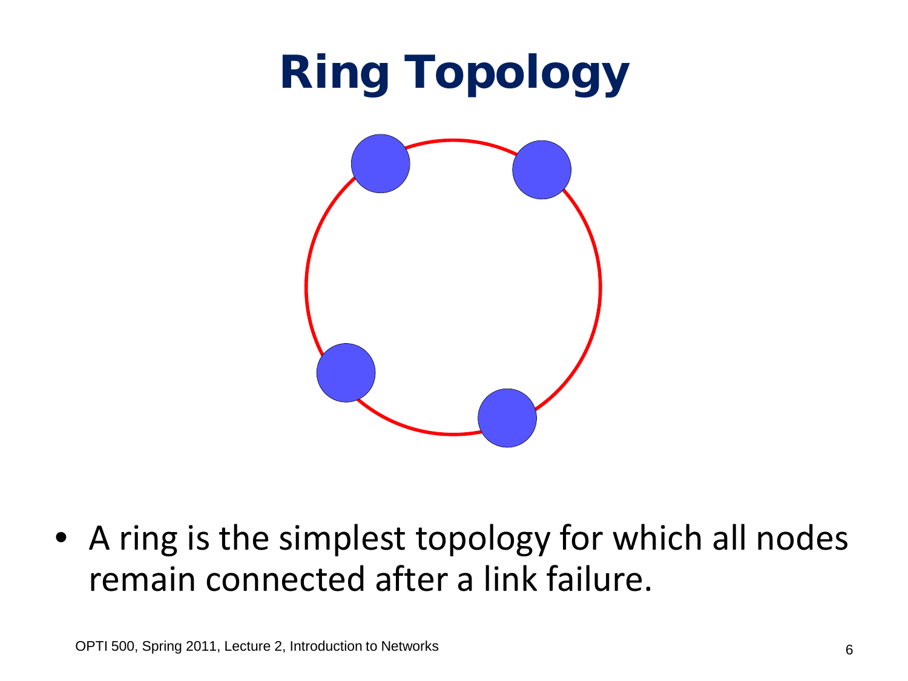# Ring Topology

- A ring is the simplest topology for which all nodes remain connected after a link failure.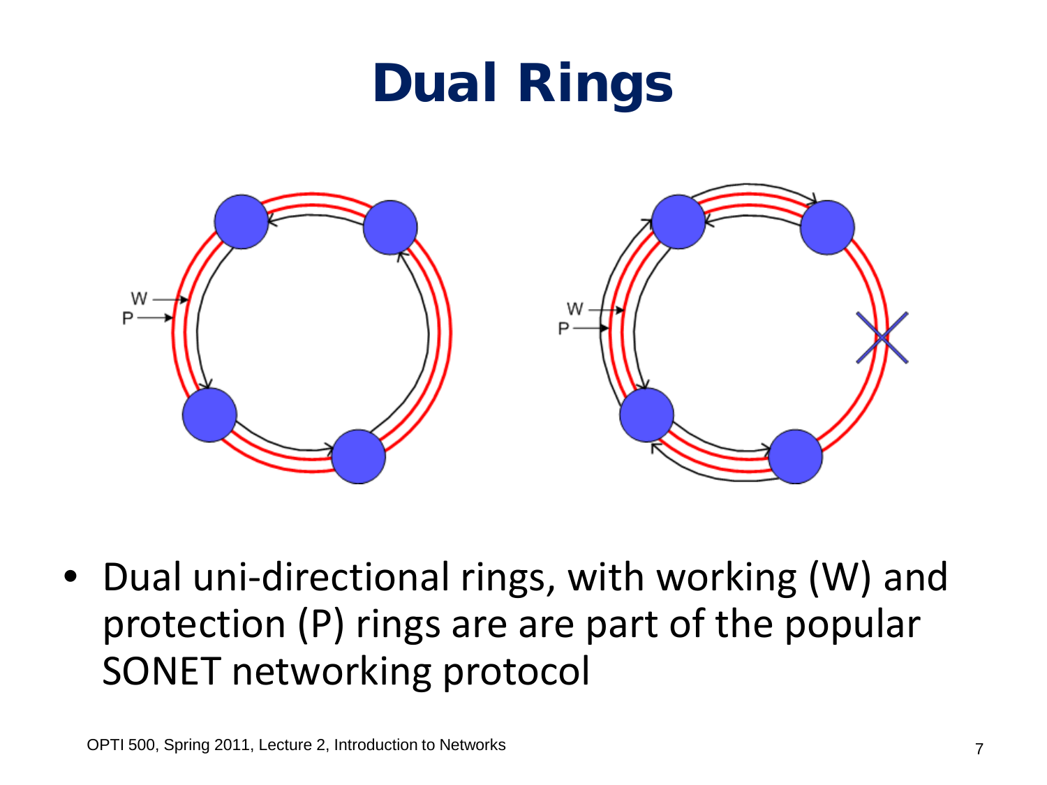# Dual Rings

- Dual uni-directional rings, with working (W) and protection (P) rings are are part of the popular SONET networking protocol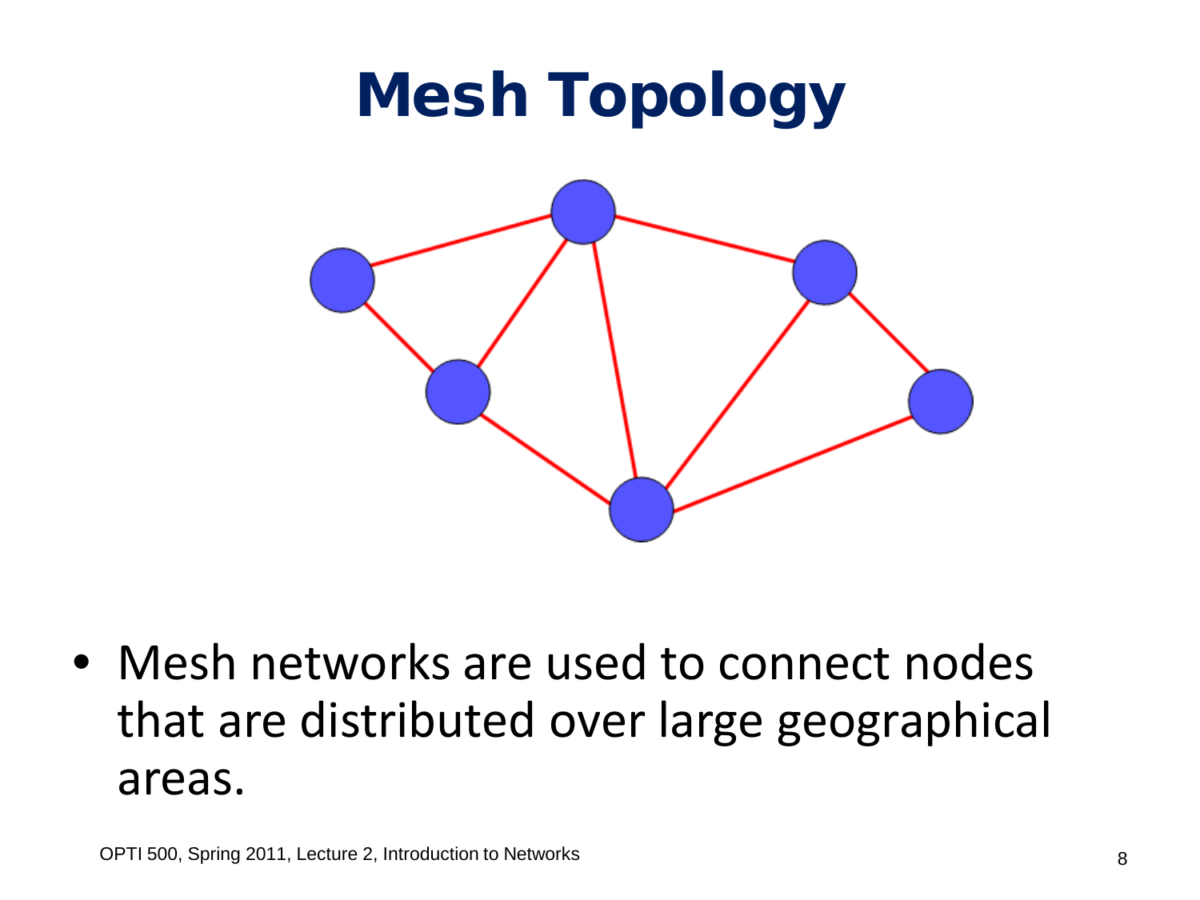# Mesh Topology

- Mesh networks are used to connect nodes that are distributed over large geographical areas.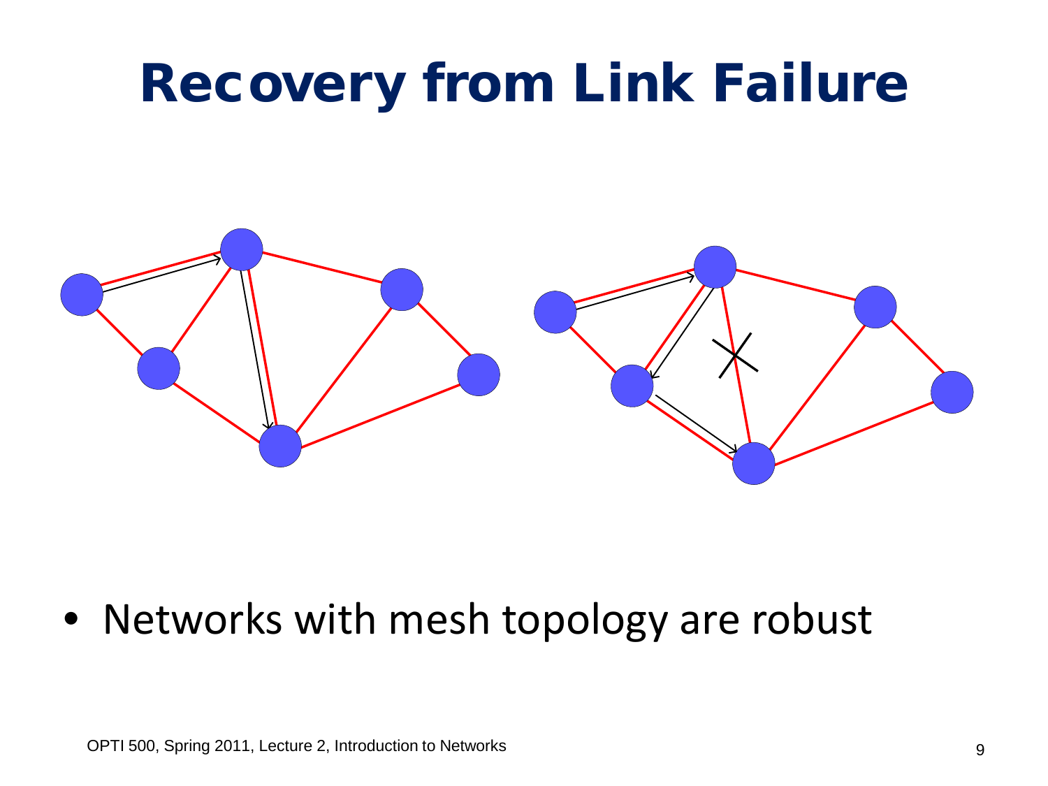# Recovery from Link Failure

- Networks with mesh topology are robust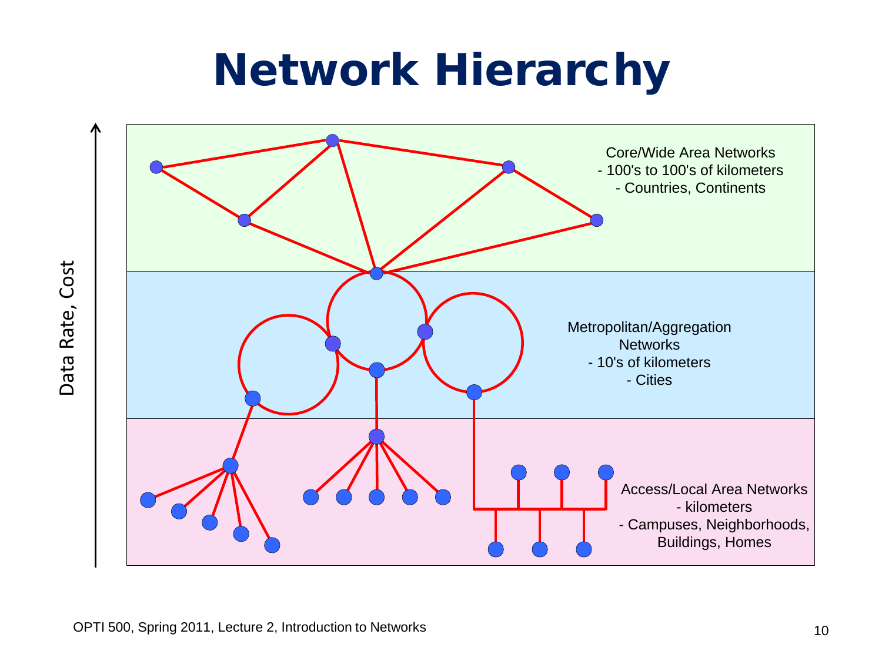# Network Hierarchy

Data Rate, Cost

Core/Wide Area Networks
- 100's to 100's of kilometers
- Countries, Continents

Metropolitan/Aggregation Networks
- 10's of kilometers
- Cities

Access/Local Area Networks
- kilometers
- Campuses, Neighborhoods, Buildings, Homes

OPTI 500, Spring 2011, Lecture 2, Introduction to Networks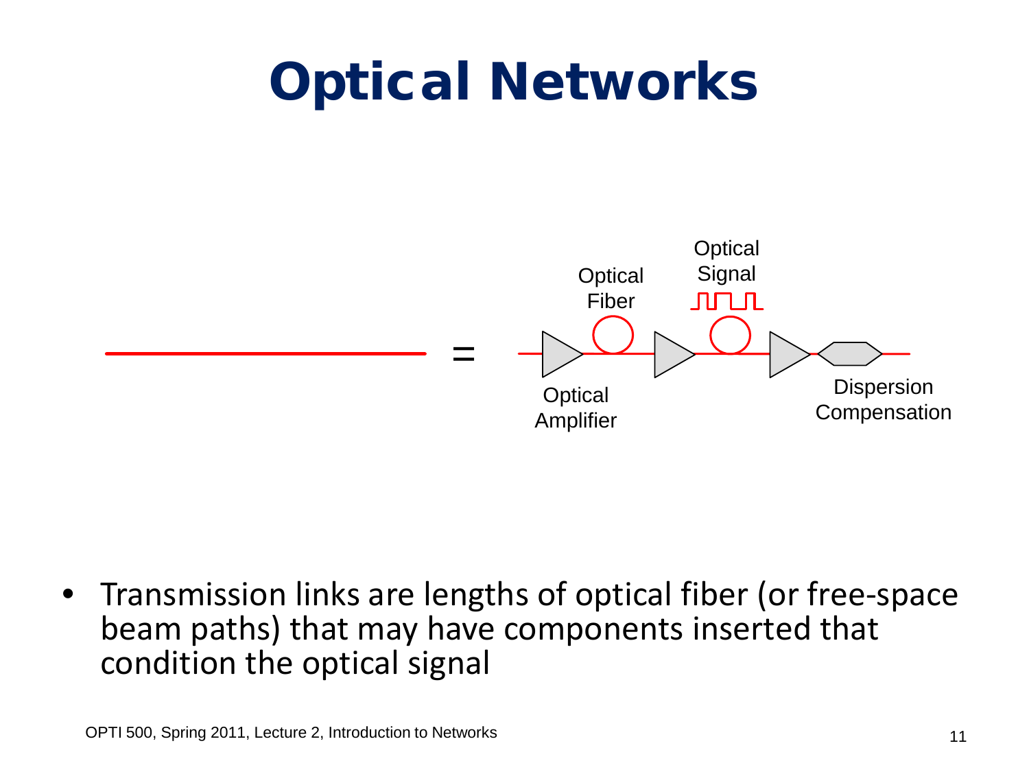# Optical Networks

Optical Fiber

Optical Signal

=

Optical Amplifier

Dispersion Compensation

- Transmission links are lengths of optical fiber (or free-space beam paths) that may have components inserted that condition the optical signal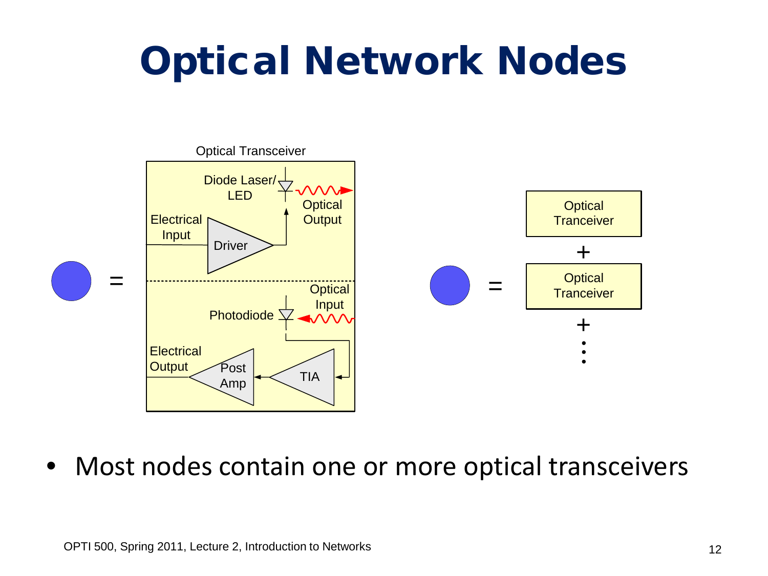# Optical Network Nodes

Optical Transceiver

Diode Laser/ LED

Optical Output

Electrical Input

Driver

Optical Input

Photodiode

Electrical Output

Post Amp

TIA

Optical Tranceiver

+

Optical Tranceiver

+

- Most nodes contain one or more optical transceivers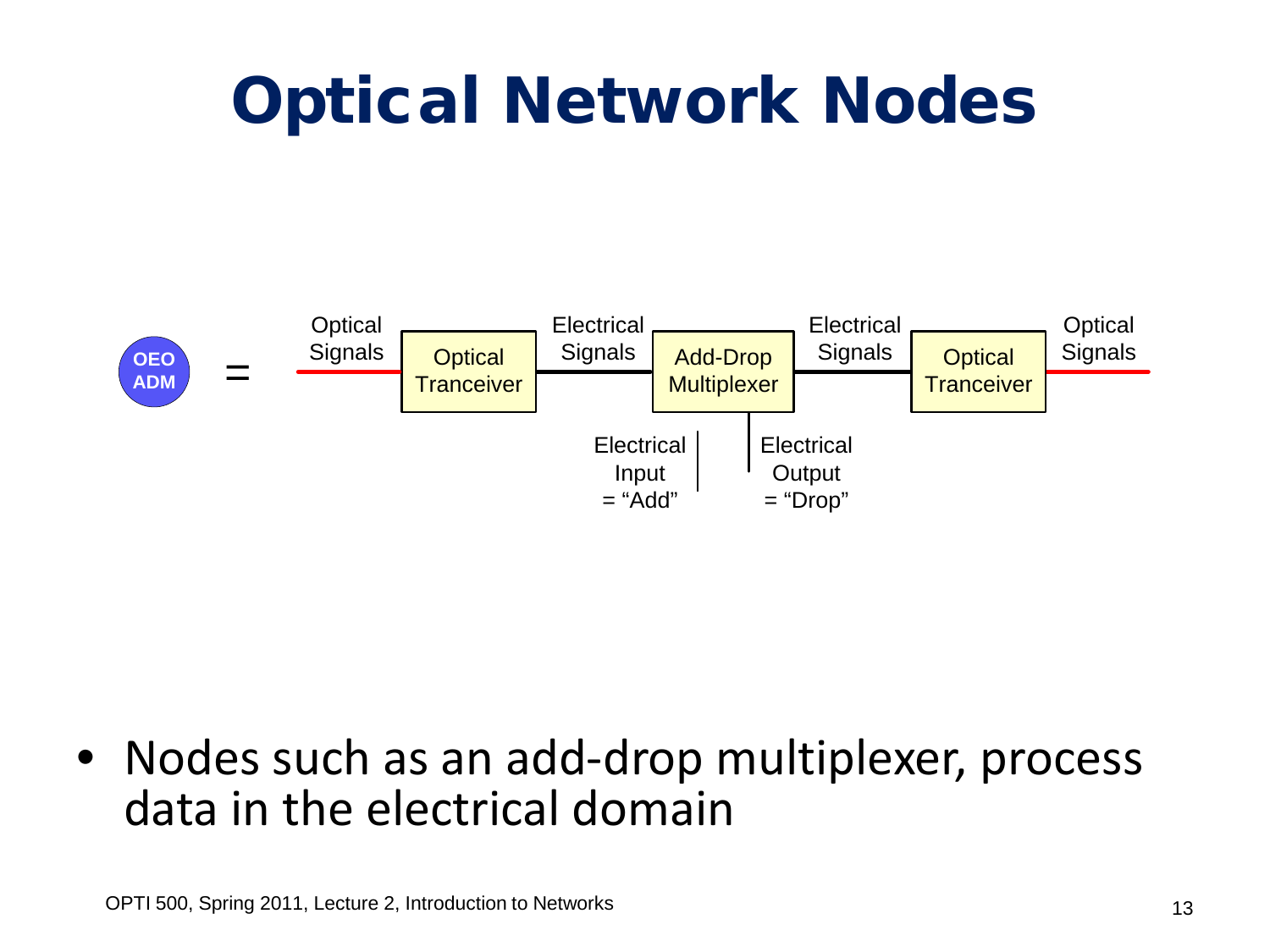# Optical Network Nodes

OEO ADM = Optical Signals → Optical Tranceiver → Electrical Signals → Add-Drop Multiplexer → Electrical Signals → Optical Tranceiver → Optical Signals

Electrical Input = "Add"

Electrical Output = "Drop"

- Nodes such as an add-drop multiplexer, process data in the electrical domain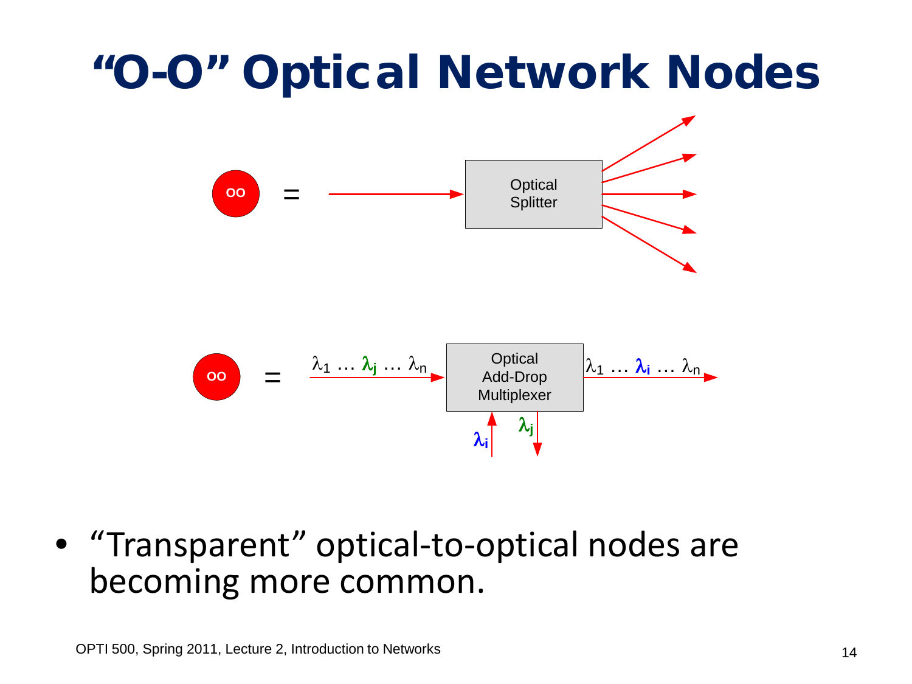# "O-O" Optical Network Nodes

OO = Optical Splitter

OO = $\lambda_1 \ldots \lambda_j \ldots \lambda_n$ → Optical Add-Drop Multiplexer → $\lambda_1 \ldots \lambda_i \ldots \lambda_n$ (add $\lambda_i$, drop $\lambda_j$)

- "Transparent" optical-to-optical nodes are becoming more common.

OPTI 500, Spring 2011, Lecture 2, Introduction to Networks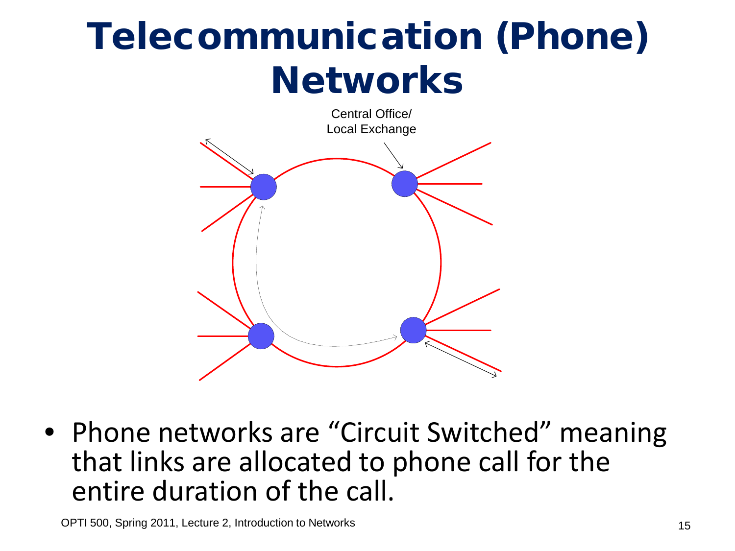# Telecommunication (Phone) Networks

Central Office/
Local Exchange

- Phone networks are "Circuit Switched" meaning that links are allocated to phone call for the entire duration of the call.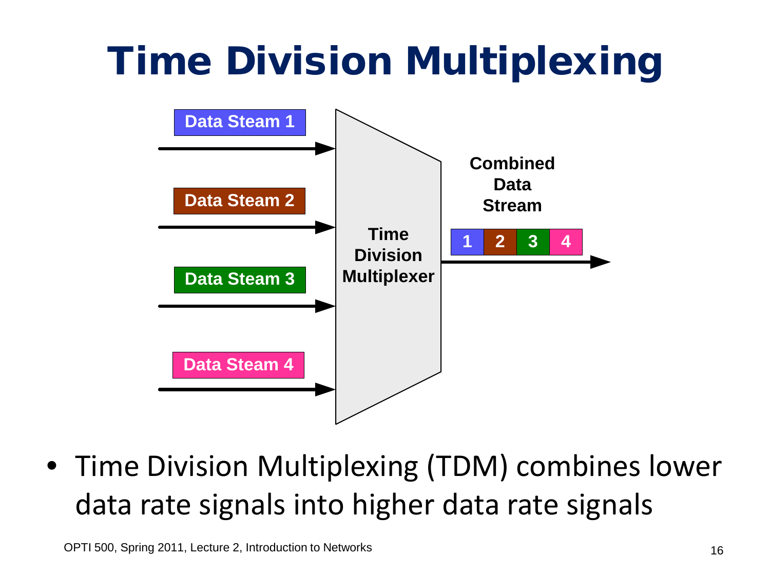# Time Division Multiplexing

Data Steam 1

Data Steam 2

Data Steam 3

Data Steam 4

Time Division Multiplexer

Combined Data Stream

1 2 3 4

- Time Division Multiplexing (TDM) combines lower data rate signals into higher data rate signals

OPTI 500, Spring 2011, Lecture 2, Introduction to Networks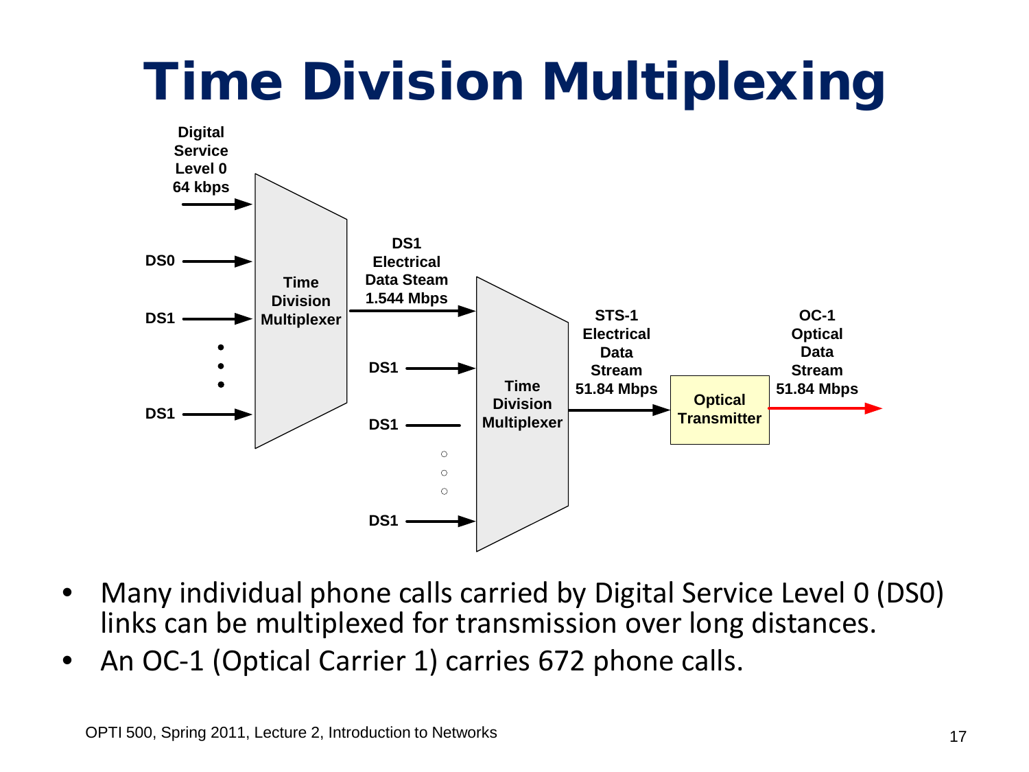# Time Division Multiplexing

Digital Service Level 0 64 kbps

DS0

DS1

DS1

Time Division Multiplexer

DS1 Electrical Data Steam 1.544 Mbps

DS1

DS1

DS1

Time Division Multiplexer

STS-1 Electrical Data Stream 51.84 Mbps

Optical Transmitter

OC-1 Optical Data Stream 51.84 Mbps

- Many individual phone calls carried by Digital Service Level 0 (DS0) links can be multiplexed for transmission over long distances.
- An OC-1 (Optical Carrier 1) carries 672 phone calls.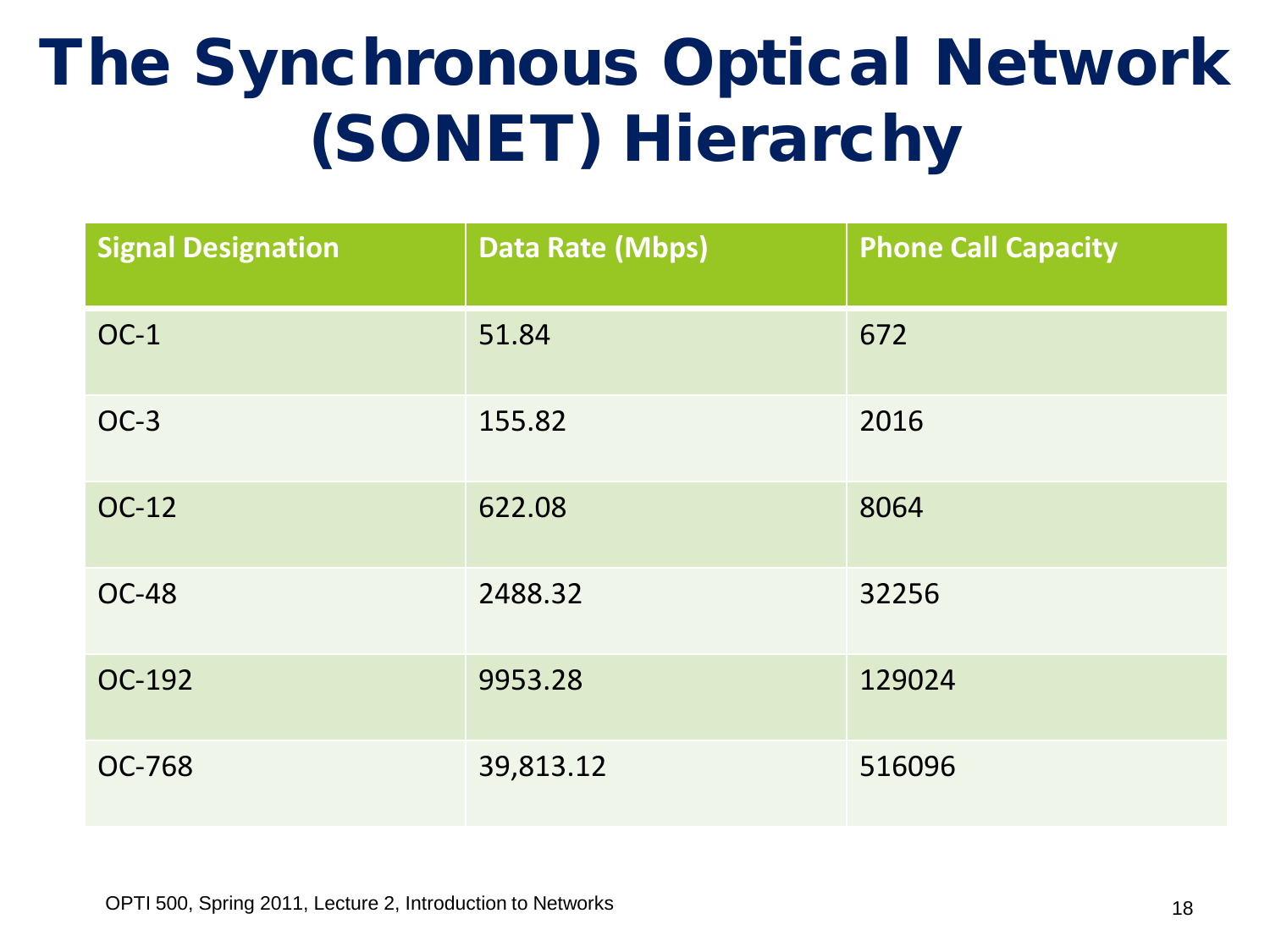# The Synchronous Optical Network (SONET) Hierarchy

| Signal Designation | Data Rate (Mbps) | Phone Call Capacity |
|---|---|---|
| OC-1 | 51.84 | 672 |
| OC-3 | 155.82 | 2016 |
| OC-12 | 622.08 | 8064 |
| OC-48 | 2488.32 | 32256 |
| OC-192 | 9953.28 | 129024 |
| OC-768 | 39,813.12 | 516096 |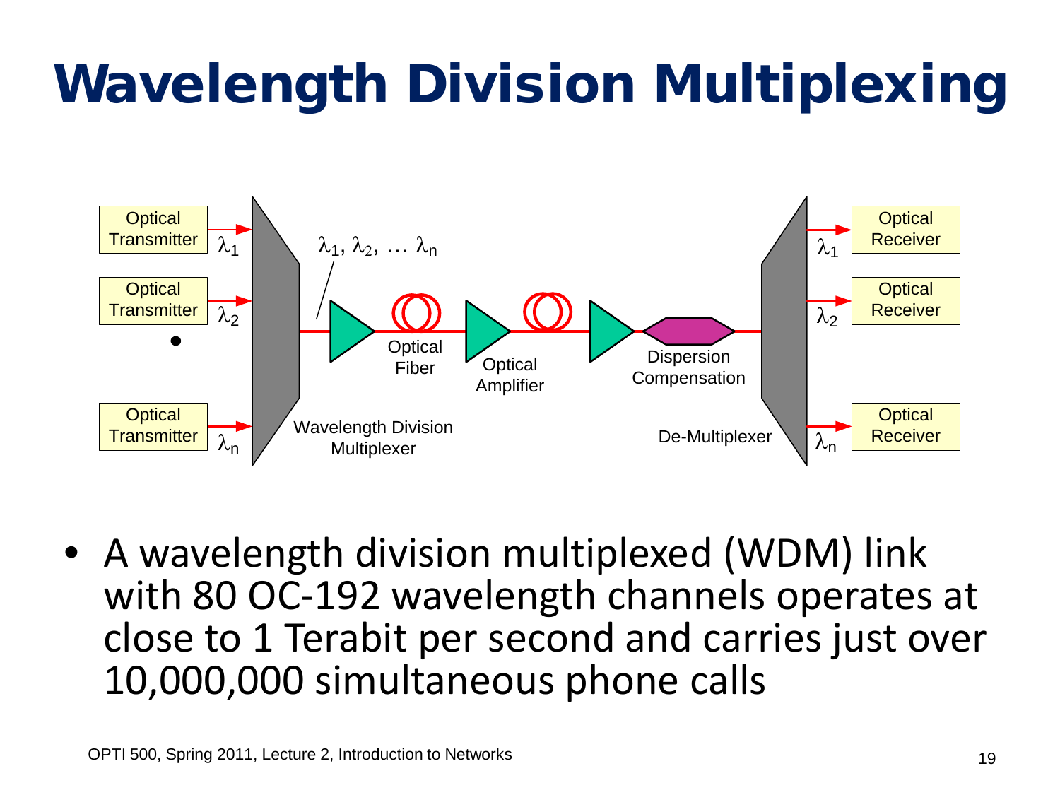# Wavelength Division Multiplexing

- A wavelength division multiplexed (WDM) link with 80 OC-192 wavelength channels operates at close to 1 Terabit per second and carries just over 10,000,000 simultaneous phone calls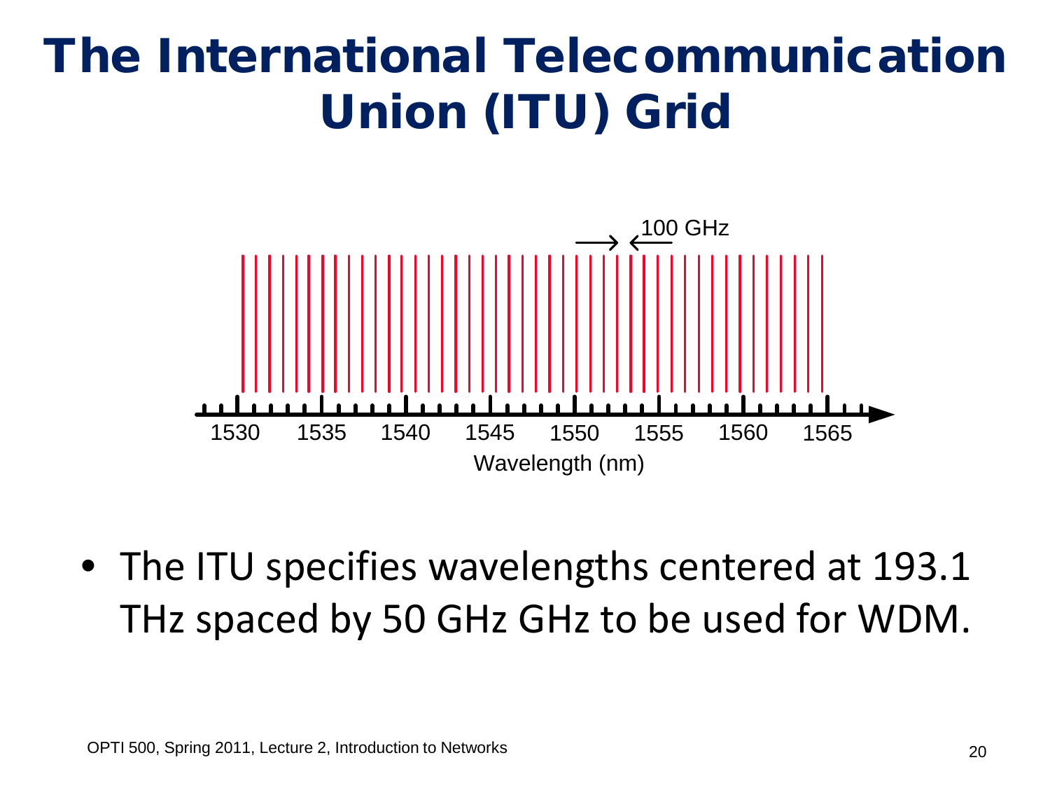# The International Telecommunication Union (ITU) Grid

100 GHz

1530 1535 1540 1545 1550 1555 1560 1565

Wavelength (nm)

- The ITU specifies wavelengths centered at 193.1 THz spaced by 50 GHz GHz to be used for WDM.